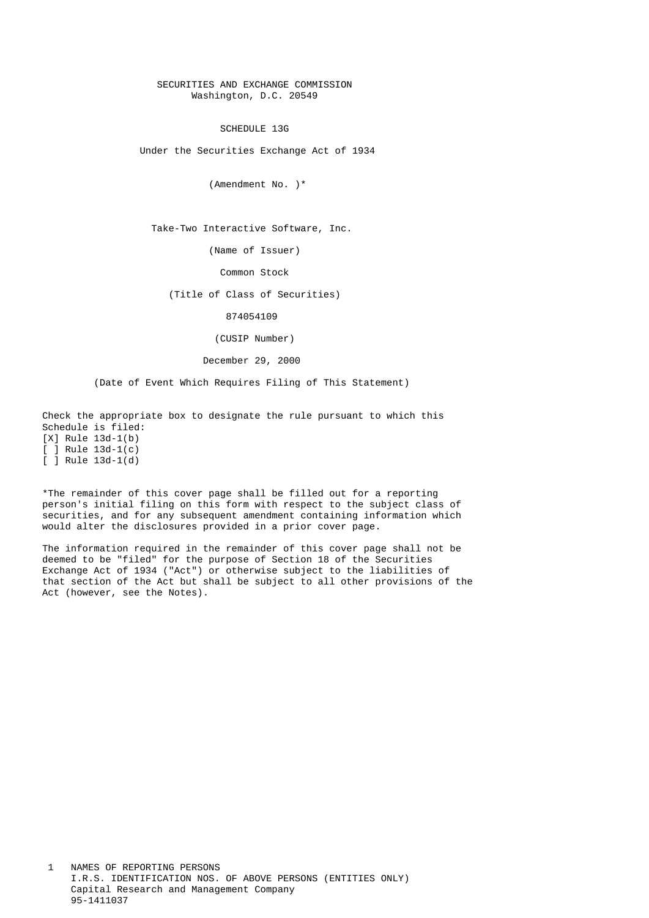SECURITIES AND EXCHANGE COMMISSION
Washington, D.C. 20549

SCHEDULE 13G

Under the Securities Exchange Act of 1934

(Amendment No. )*

Take-Two Interactive Software, Inc.

(Name of Issuer)

Common Stock

(Title of Class of Securities)

874054109

(CUSIP Number)

December 29, 2000

(Date of Event Which Requires Filing of This Statement)

Check the appropriate box to designate the rule pursuant to which this Schedule is filed:
[X] Rule 13d-1(b)
[ ] Rule 13d-1(c)
[ ] Rule 13d-1(d)

*The remainder of this cover page shall be filled out for a reporting person's initial filing on this form with respect to the subject class of securities, and for any subsequent amendment containing information which would alter the disclosures provided in a prior cover page.

The information required in the remainder of this cover page shall not be deemed to be "filed" for the purpose of Section 18 of the Securities Exchange Act of 1934 ("Act") or otherwise subject to the liabilities of that section of the Act but shall be subject to all other provisions of the Act (however, see the Notes).

1 NAMES OF REPORTING PERSONS
I.R.S. IDENTIFICATION NOS. OF ABOVE PERSONS (ENTITIES ONLY)
Capital Research and Management Company
95-1411037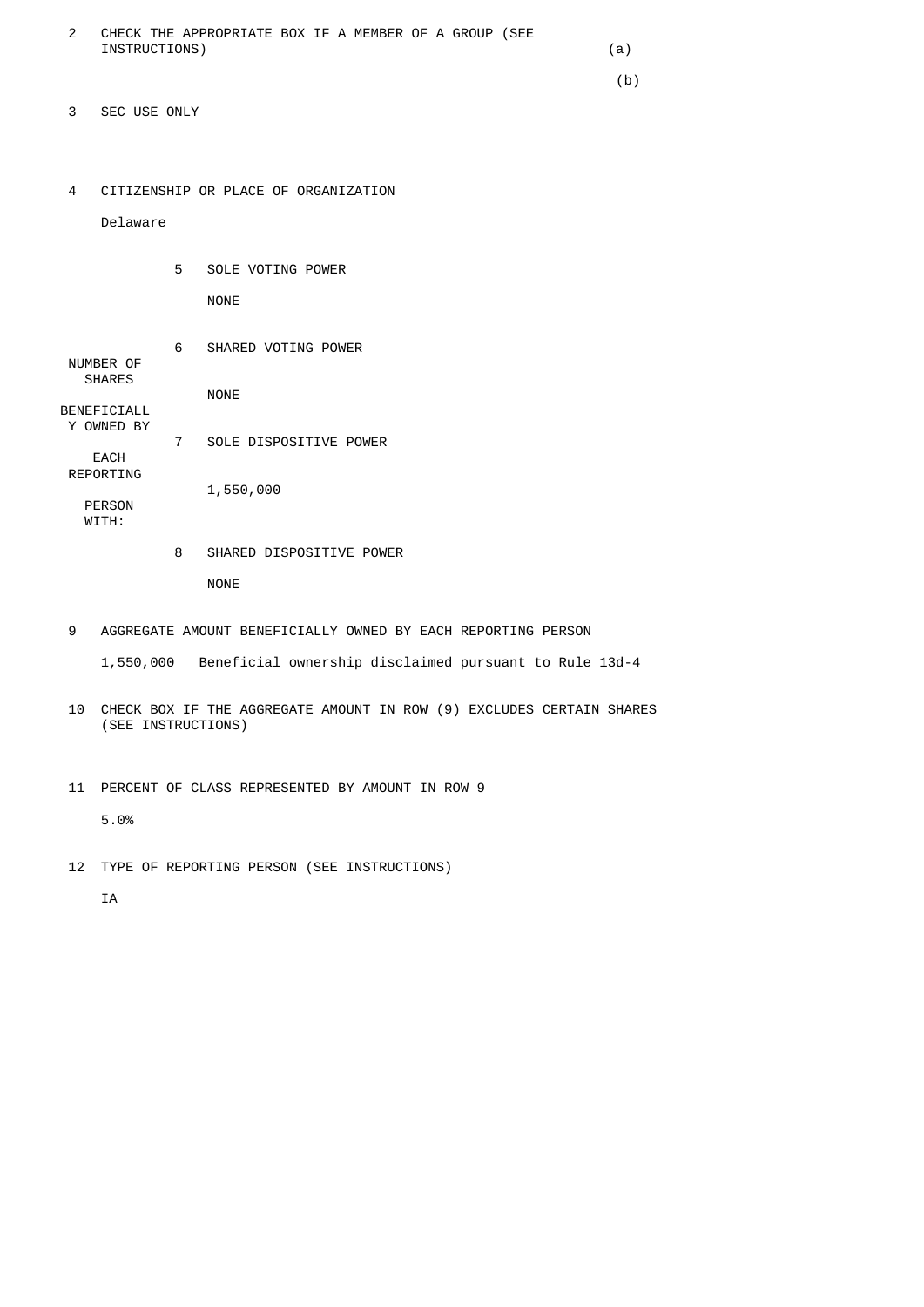| | | |
|---|---|---|
| 2 | CHECK THE APPROPRIATE BOX IF A MEMBER OF A GROUP (SEE INSTRUCTIONS) | (a) <br> (b) |
| 3 | SEC USE ONLY | |
| 4 | CITIZENSHIP OR PLACE OF ORGANIZATION<br><br>Delaware | |

| NUMBER OF SHARES BENEFICIALLY OWNED BY EACH REPORTING PERSON WITH: | | |
|---|---|---|
| | 5 | SOLE VOTING POWER<br><br>NONE |
| | 6 | SHARED VOTING POWER<br><br>NONE |
| | 7 | SOLE DISPOSITIVE POWER<br><br>1,550,000 |
| | 8 | SHARED DISPOSITIVE POWER<br><br>NONE |

| | |
|---|---|
| 9 | AGGREGATE AMOUNT BENEFICIALLY OWNED BY EACH REPORTING PERSON<br><br>1,550,000 Beneficial ownership disclaimed pursuant to Rule 13d-4 |
| 10 | CHECK BOX IF THE AGGREGATE AMOUNT IN ROW (9) EXCLUDES CERTAIN SHARES (SEE INSTRUCTIONS) |
| 11 | PERCENT OF CLASS REPRESENTED BY AMOUNT IN ROW 9<br><br>5.0% |
| 12 | TYPE OF REPORTING PERSON (SEE INSTRUCTIONS)<br><br>IA |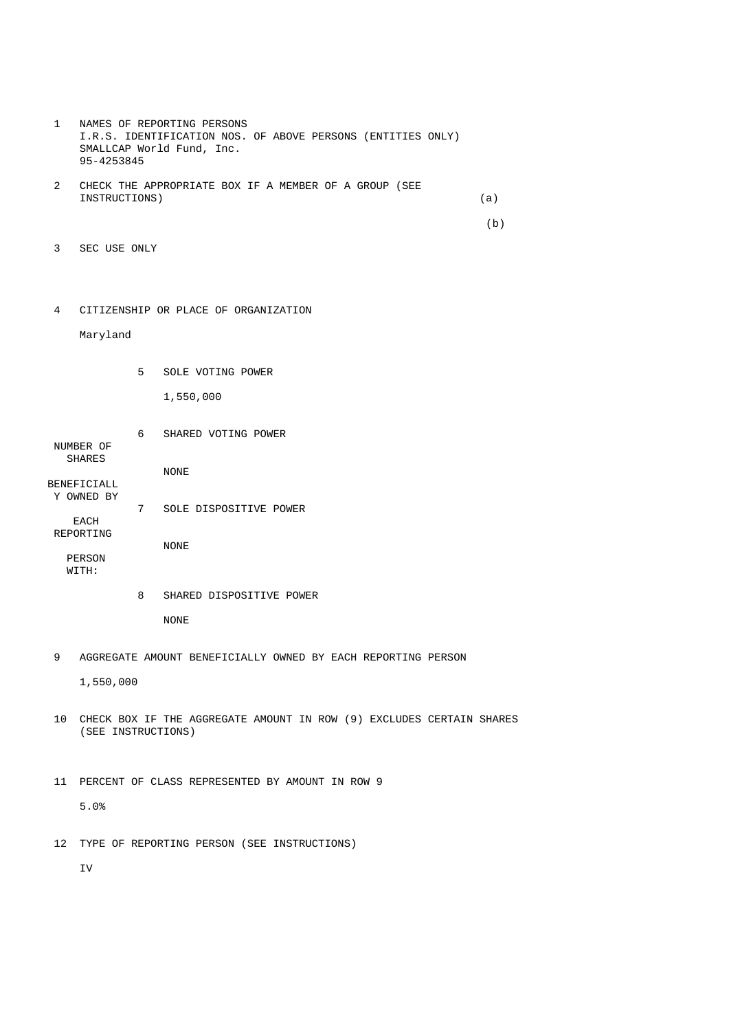| | | | |
|---|---|---|---|
| 1 | NAMES OF REPORTING PERSONS<br>I.R.S. IDENTIFICATION NOS. OF ABOVE PERSONS (ENTITIES ONLY)<br>SMALLCAP World Fund, Inc.<br>95-4253845 | | |
| 2 | CHECK THE APPROPRIATE BOX IF A MEMBER OF A GROUP (SEE INSTRUCTIONS) | | (a)<br>(b) |
| 3 | SEC USE ONLY | | |
| 4 | CITIZENSHIP OR PLACE OF ORGANIZATION<br>Maryland | | |
| NUMBER OF SHARES BENEFICIALLY OWNED BY EACH REPORTING PERSON WITH: | 5 | SOLE VOTING POWER<br>1,550,000 | |
| | 6 | SHARED VOTING POWER<br>NONE | |
| | 7 | SOLE DISPOSITIVE POWER<br>NONE | |
| | 8 | SHARED DISPOSITIVE POWER<br>NONE | |
| 9 | AGGREGATE AMOUNT BENEFICIALLY OWNED BY EACH REPORTING PERSON<br>1,550,000 | | |
| 10 | CHECK BOX IF THE AGGREGATE AMOUNT IN ROW (9) EXCLUDES CERTAIN SHARES (SEE INSTRUCTIONS) | | |
| 11 | PERCENT OF CLASS REPRESENTED BY AMOUNT IN ROW 9<br>5.0% | | |
| 12 | TYPE OF REPORTING PERSON (SEE INSTRUCTIONS)<br>IV | | |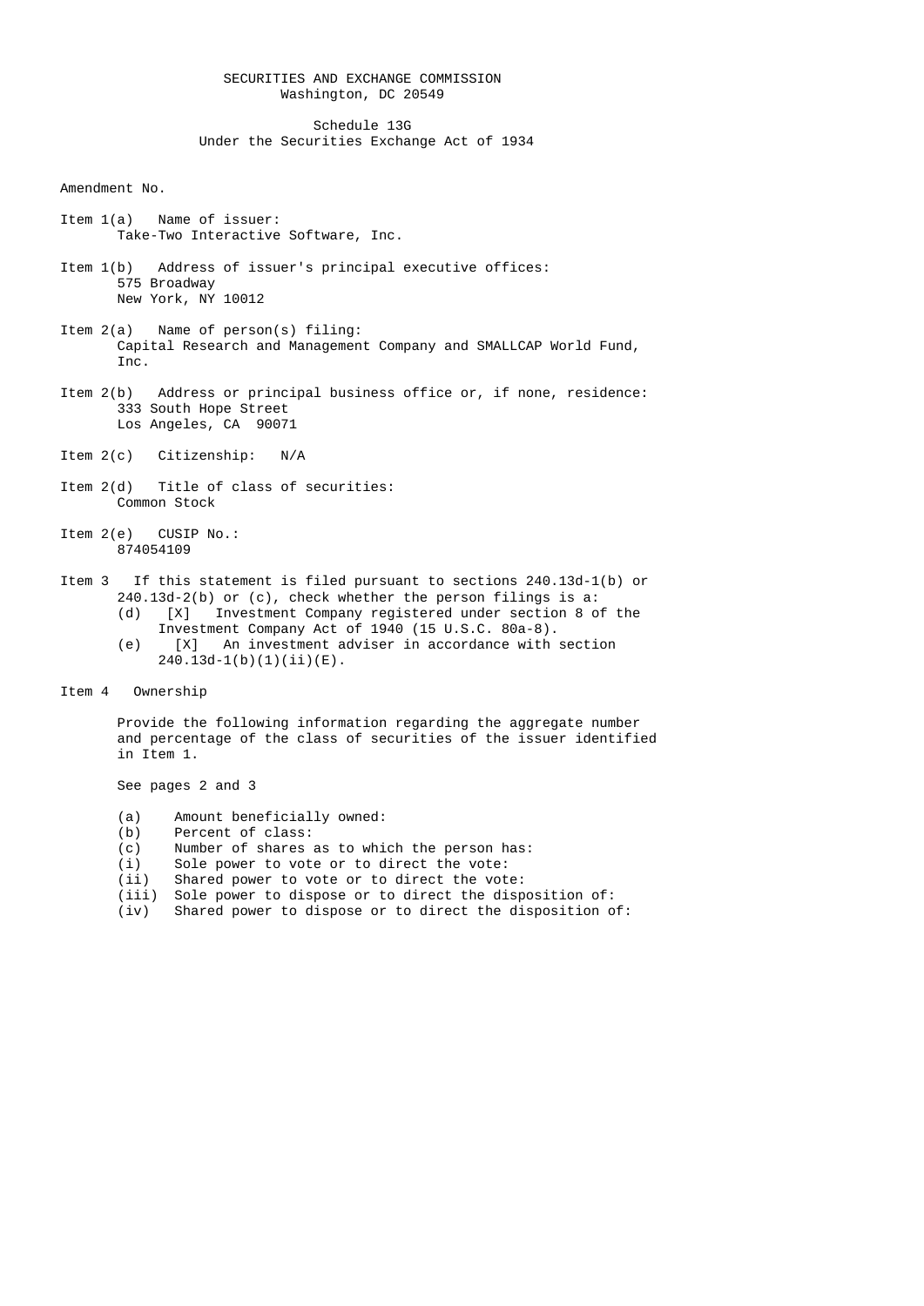SECURITIES AND EXCHANGE COMMISSION
Washington, DC 20549

Schedule 13G
Under the Securities Exchange Act of 1934

Amendment No.

Item 1(a) Name of issuer:
Take-Two Interactive Software, Inc.

Item 1(b) Address of issuer's principal executive offices:
575 Broadway
New York, NY 10012

Item 2(a) Name of person(s) filing:
Capital Research and Management Company and SMALLCAP World Fund, Inc.

Item 2(b) Address or principal business office or, if none, residence:
333 South Hope Street
Los Angeles, CA 90071

Item 2(c) Citizenship: N/A

Item 2(d) Title of class of securities:
Common Stock

Item 2(e) CUSIP No.:
874054109

Item 3 If this statement is filed pursuant to sections 240.13d-1(b) or 240.13d-2(b) or (c), check whether the person filings is a:

(d) [X] Investment Company registered under section 8 of the Investment Company Act of 1940 (15 U.S.C. 80a-8).
(e) [X] An investment adviser in accordance with section 240.13d-1(b)(1)(ii)(E).

Item 4 Ownership

Provide the following information regarding the aggregate number and percentage of the class of securities of the issuer identified in Item 1.

See pages 2 and 3

(a) Amount beneficially owned:
(b) Percent of class:
(c) Number of shares as to which the person has:
(i) Sole power to vote or to direct the vote:
(ii) Shared power to vote or to direct the vote:
(iii) Sole power to dispose or to direct the disposition of:
(iv) Shared power to dispose or to direct the disposition of: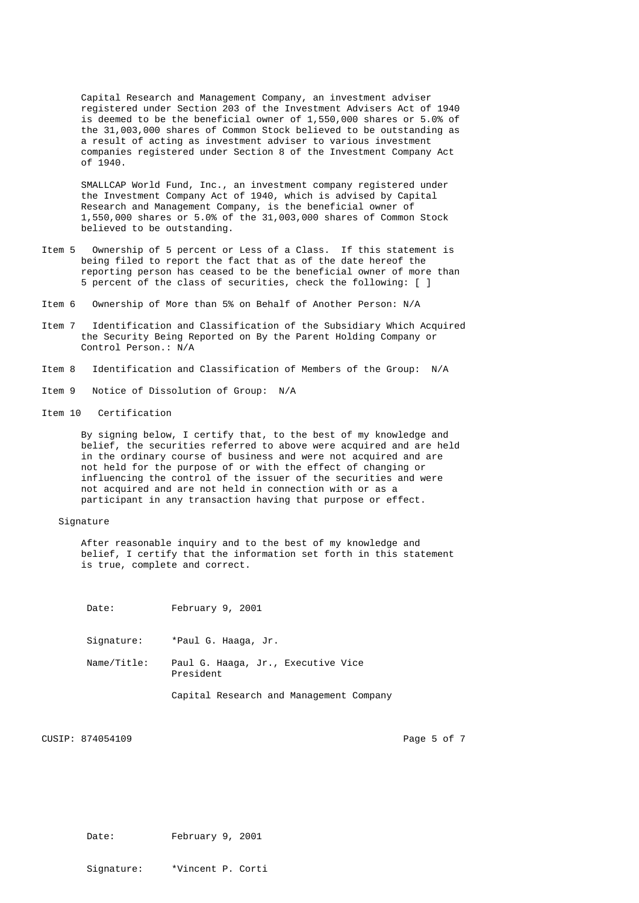Capital Research and Management Company, an investment adviser registered under Section 203 of the Investment Advisers Act of 1940 is deemed to be the beneficial owner of 1,550,000 shares or 5.0% of the 31,003,000 shares of Common Stock believed to be outstanding as a result of acting as investment adviser to various investment companies registered under Section 8 of the Investment Company Act of 1940.

SMALLCAP World Fund, Inc., an investment company registered under the Investment Company Act of 1940, which is advised by Capital Research and Management Company, is the beneficial owner of 1,550,000 shares or 5.0% of the 31,003,000 shares of Common Stock believed to be outstanding.

Item 5 Ownership of 5 percent or Less of a Class. If this statement is being filed to report the fact that as of the date hereof the reporting person has ceased to be the beneficial owner of more than 5 percent of the class of securities, check the following: [ ]

Item 6 Ownership of More than 5% on Behalf of Another Person: N/A

Item 7 Identification and Classification of the Subsidiary Which Acquired the Security Being Reported on By the Parent Holding Company or Control Person.: N/A

Item 8 Identification and Classification of Members of the Group: N/A

Item 9 Notice of Dissolution of Group: N/A

Item 10 Certification

By signing below, I certify that, to the best of my knowledge and belief, the securities referred to above were acquired and are held in the ordinary course of business and were not acquired and are not held for the purpose of or with the effect of changing or influencing the control of the issuer of the securities and were not acquired and are not held in connection with or as a participant in any transaction having that purpose or effect.

Signature

After reasonable inquiry and to the best of my knowledge and belief, I certify that the information set forth in this statement is true, complete and correct.

Date: February 9, 2001

Signature: *Paul G. Haaga, Jr.

Name/Title: Paul G. Haaga, Jr., Executive Vice President

Capital Research and Management Company

CUSIP: 874054109

Date: February 9, 2001

Signature: *Vincent P. Corti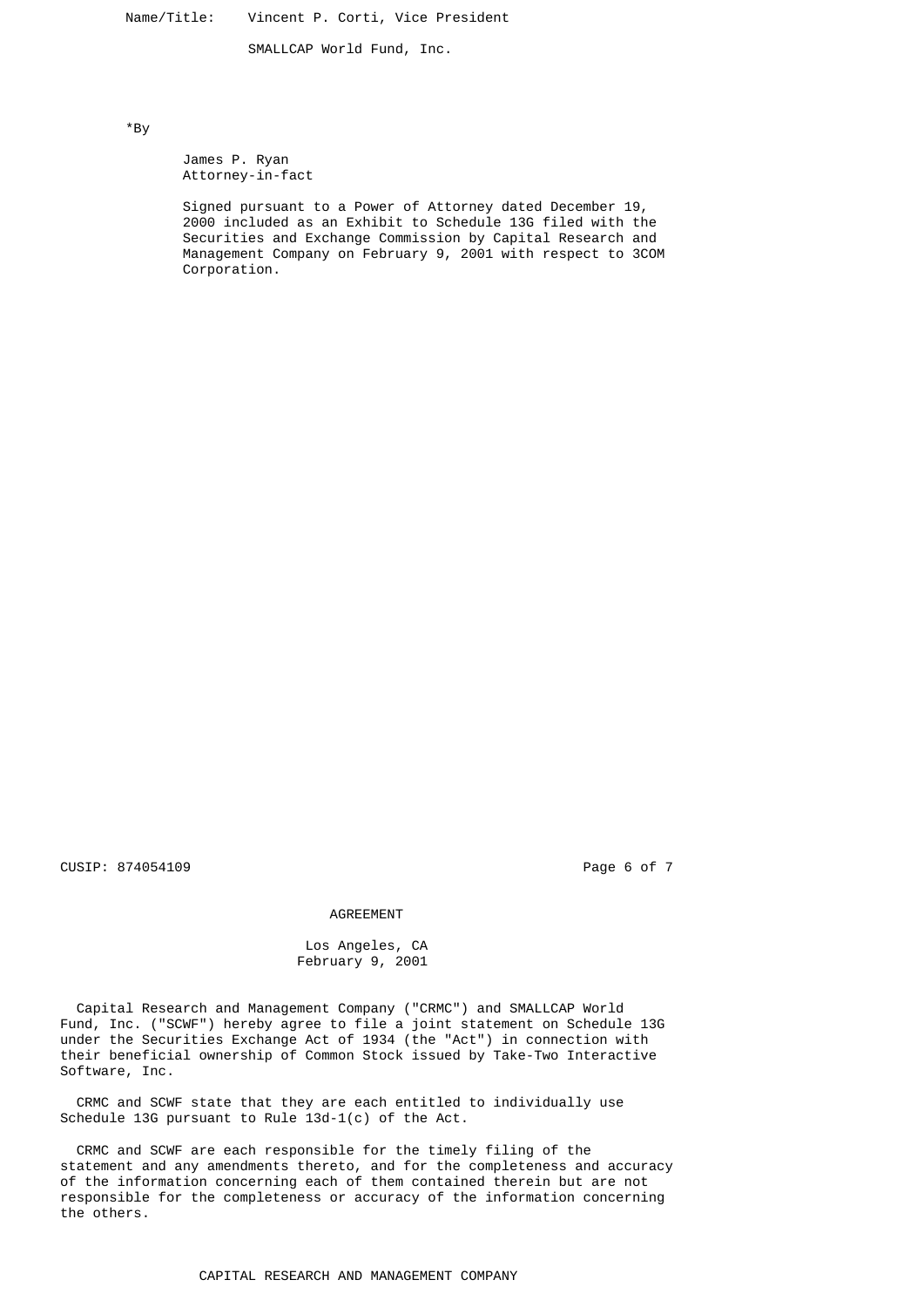Name/Title: Vincent P. Corti, Vice President

SMALLCAP World Fund, Inc.

*By

James P. Ryan
Attorney-in-fact

Signed pursuant to a Power of Attorney dated December 19, 2000 included as an Exhibit to Schedule 13G filed with the Securities and Exchange Commission by Capital Research and Management Company on February 9, 2001 with respect to 3COM Corporation.

CUSIP: 874054109

AGREEMENT

Los Angeles, CA
February 9, 2001

Capital Research and Management Company ("CRMC") and SMALLCAP World Fund, Inc. ("SCWF") hereby agree to file a joint statement on Schedule 13G under the Securities Exchange Act of 1934 (the "Act") in connection with their beneficial ownership of Common Stock issued by Take-Two Interactive Software, Inc.

CRMC and SCWF state that they are each entitled to individually use Schedule 13G pursuant to Rule 13d-1(c) of the Act.

CRMC and SCWF are each responsible for the timely filing of the statement and any amendments thereto, and for the completeness and accuracy of the information concerning each of them contained therein but are not responsible for the completeness or accuracy of the information concerning the others.

CAPITAL RESEARCH AND MANAGEMENT COMPANY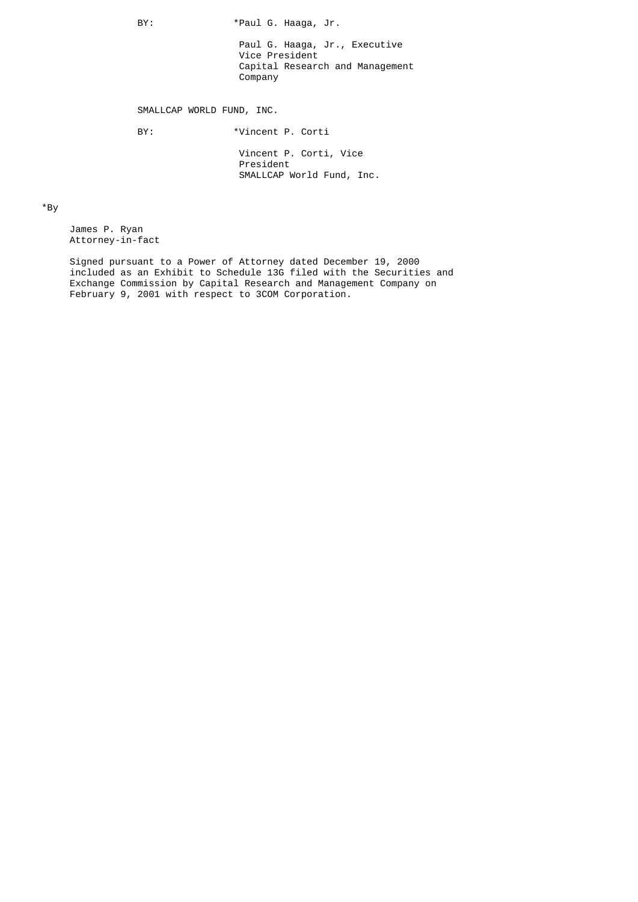BY: *Paul G. Haaga, Jr.

Paul G. Haaga, Jr., Executive Vice President
Capital Research and Management Company

SMALLCAP WORLD FUND, INC.

BY: *Vincent P. Corti

Vincent P. Corti, Vice President
SMALLCAP World Fund, Inc.

*By

James P. Ryan
Attorney-in-fact

Signed pursuant to a Power of Attorney dated December 19, 2000 included as an Exhibit to Schedule 13G filed with the Securities and Exchange Commission by Capital Research and Management Company on February 9, 2001 with respect to 3COM Corporation.